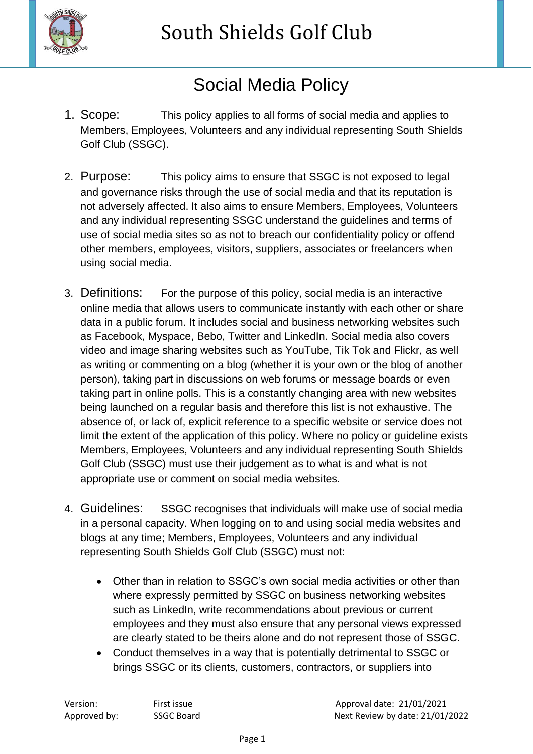# South Shields Golf Club

## Social Media Policy

1. Scope: This policy applies to all forms of social media and applies to Members, Employees, Volunteers and any individual representing South Shields Golf Club (SSGC).

2. Purpose: This policy aims to ensure that SSGC is not exposed to legal and governance risks through the use of social media and that its reputation is not adversely affected. It also aims to ensure Members, Employees, Volunteers and any individual representing SSGC understand the guidelines and terms of use of social media sites so as not to breach our confidentiality policy or offend other members, employees, visitors, suppliers, associates or freelancers when using social media.

3. Definitions: For the purpose of this policy, social media is an interactive online media that allows users to communicate instantly with each other or share data in a public forum. It includes social and business networking websites such as Facebook, Myspace, Bebo, Twitter and LinkedIn. Social media also covers video and image sharing websites such as YouTube, Tik Tok and Flickr, as well as writing or commenting on a blog (whether it is your own or the blog of another person), taking part in discussions on web forums or message boards or even taking part in online polls. This is a constantly changing area with new websites being launched on a regular basis and therefore this list is not exhaustive. The absence of, or lack of, explicit reference to a specific website or service does not limit the extent of the application of this policy. Where no policy or guideline exists Members, Employees, Volunteers and any individual representing South Shields Golf Club (SSGC) must use their judgement as to what is and what is not appropriate use or comment on social media websites.

4. Guidelines: SSGC recognises that individuals will make use of social media in a personal capacity. When logging on to and using social media websites and blogs at any time; Members, Employees, Volunteers and any individual representing South Shields Golf Club (SSGC) must not:

    - Other than in relation to SSGC's own social media activities or other than where expressly permitted by SSGC on business networking websites such as LinkedIn, write recommendations about previous or current employees and they must also ensure that any personal views expressed are clearly stated to be theirs alone and do not represent those of SSGC.
    - Conduct themselves in a way that is potentially detrimental to SSGC or brings SSGC or its clients, customers, contractors, or suppliers into

| Version: | First issue | Approval date: 21/01/2021 |
|---|---|---|
| Approved by: | SSGC Board | Next Review by date: 21/01/2022 |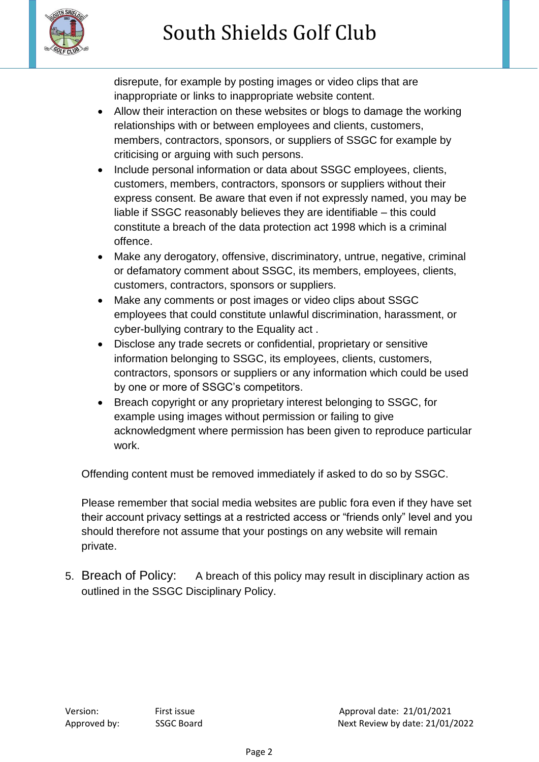disrepute, for example by posting images or video clips that are inappropriate or links to inappropriate website content.

- Allow their interaction on these websites or blogs to damage the working relationships with or between employees and clients, customers, members, contractors, sponsors, or suppliers of SSGC for example by criticising or arguing with such persons.
- Include personal information or data about SSGC employees, clients, customers, members, contractors, sponsors or suppliers without their express consent. Be aware that even if not expressly named, you may be liable if SSGC reasonably believes they are identifiable – this could constitute a breach of the data protection act 1998 which is a criminal offence.
- Make any derogatory, offensive, discriminatory, untrue, negative, criminal or defamatory comment about SSGC, its members, employees, clients, customers, contractors, sponsors or suppliers.
- Make any comments or post images or video clips about SSGC employees that could constitute unlawful discrimination, harassment, or cyber-bullying contrary to the Equality act .
- Disclose any trade secrets or confidential, proprietary or sensitive information belonging to SSGC, its employees, clients, customers, contractors, sponsors or suppliers or any information which could be used by one or more of SSGC's competitors.
- Breach copyright or any proprietary interest belonging to SSGC, for example using images without permission or failing to give acknowledgment where permission has been given to reproduce particular work.

Offending content must be removed immediately if asked to do so by SSGC.

Please remember that social media websites are public fora even if they have set their account privacy settings at a restricted access or "friends only" level and you should therefore not assume that your postings on any website will remain private.

5. Breach of Policy: A breach of this policy may result in disciplinary action as outlined in the SSGC Disciplinary Policy.

| | | | |
|---|---|---|---|
| Version: | First issue | Approval date: | 21/01/2021 |
| Approved by: | SSGC Board | Next Review by date: | 21/01/2022 |